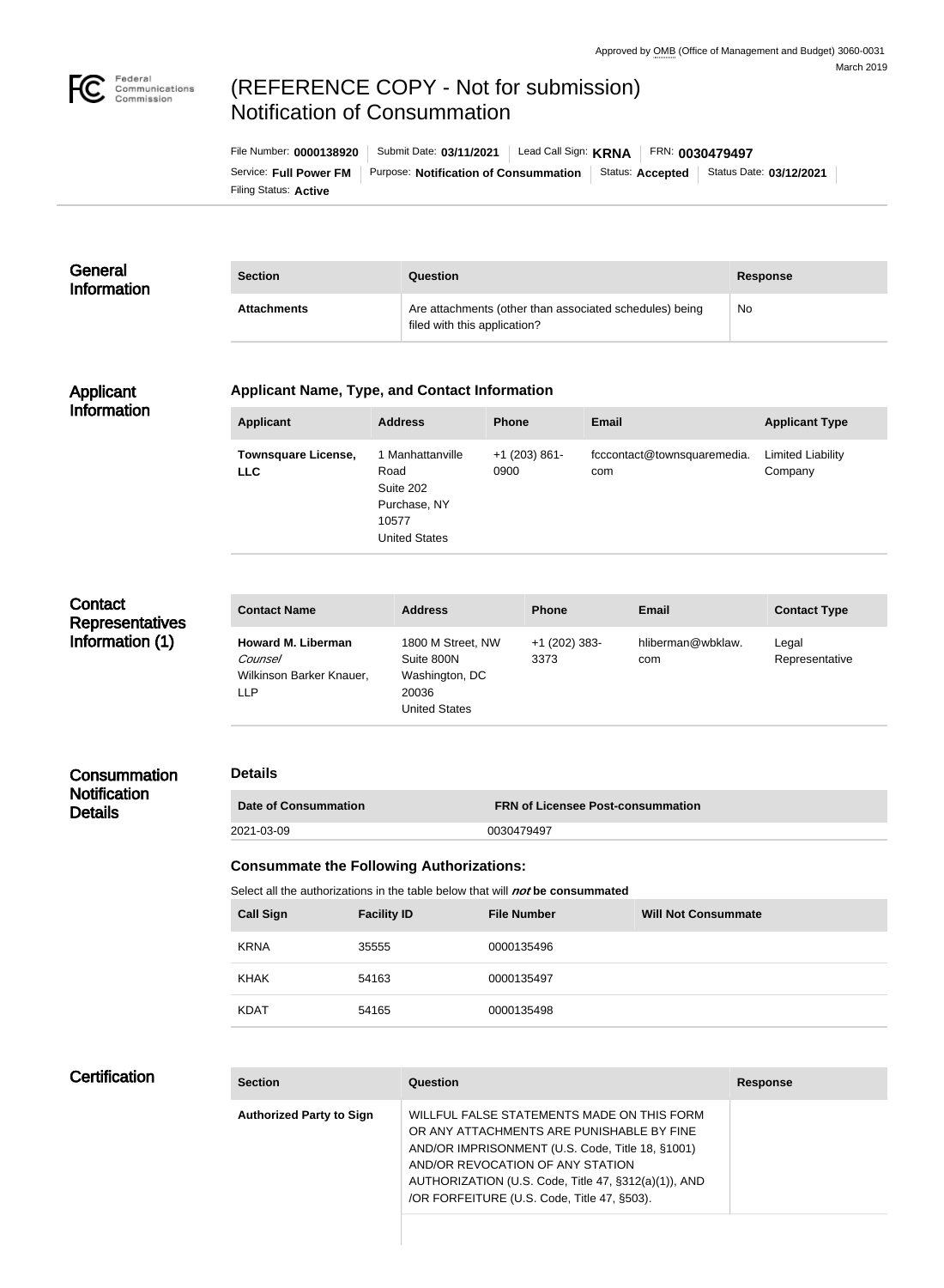Approved by OMB (Office of Management and Budget) 3060-0031
March 2019

# (REFERENCE COPY - Not for submission) Notification of Consummation

File Number: **0000138920** | Submit Date: **03/11/2021** | Lead Call Sign: **KRNA** | FRN: **0030479497**
Service: **Full Power FM** | Purpose: **Notification of Consummation** | Status: **Accepted** | Status Date: **03/12/2021**
Filing Status: **Active**

## General Information

| Section | Question | Response |
| --- | --- | --- |
| **Attachments** | Are attachments (other than associated schedules) being filed with this application? | No |

## Applicant Information

### Applicant Name, Type, and Contact Information

| Applicant | Address | Phone | Email | Applicant Type |
| --- | --- | --- | --- | --- |
| **Townsquare License, LLC** | 1 Manhattanville Road Suite 202 Purchase, NY 10577 United States | +1 (203) 861-0900 | fcccontact@townsquaremedia.com | Limited Liability Company |

## Contact Representatives Information (1)

| Contact Name | Address | Phone | Email | Contact Type |
| --- | --- | --- | --- | --- |
| **Howard M. Liberman** *Counsel* Wilkinson Barker Knauer, LLP | 1800 M Street, NW Suite 800N Washington, DC 20036 United States | +1 (202) 383-3373 | hliberman@wbklaw.com | Legal Representative |

## Consummation Notification Details

### Details

| Date of Consummation | FRN of Licensee Post-consummation |
| --- | --- |
| 2021-03-09 | 0030479497 |

### Consummate the Following Authorizations:

Select all the authorizations in the table below that will ***not*** **be consummated**

| Call Sign | Facility ID | File Number | Will Not Consummate |
| --- | --- | --- | --- |
| KRNA | 35555 | 0000135496 | |
| KHAK | 54163 | 0000135497 | |
| KDAT | 54165 | 0000135498 | |

## Certification

| Section | Question | Response |
| --- | --- | --- |
| **Authorized Party to Sign** | WILLFUL FALSE STATEMENTS MADE ON THIS FORM OR ANY ATTACHMENTS ARE PUNISHABLE BY FINE AND/OR IMPRISONMENT (U.S. Code, Title 18, §1001) AND/OR REVOCATION OF ANY STATION AUTHORIZATION (U.S. Code, Title 47, §312(a)(1)), AND /OR FORFEITURE (U.S. Code, Title 47, §503). | |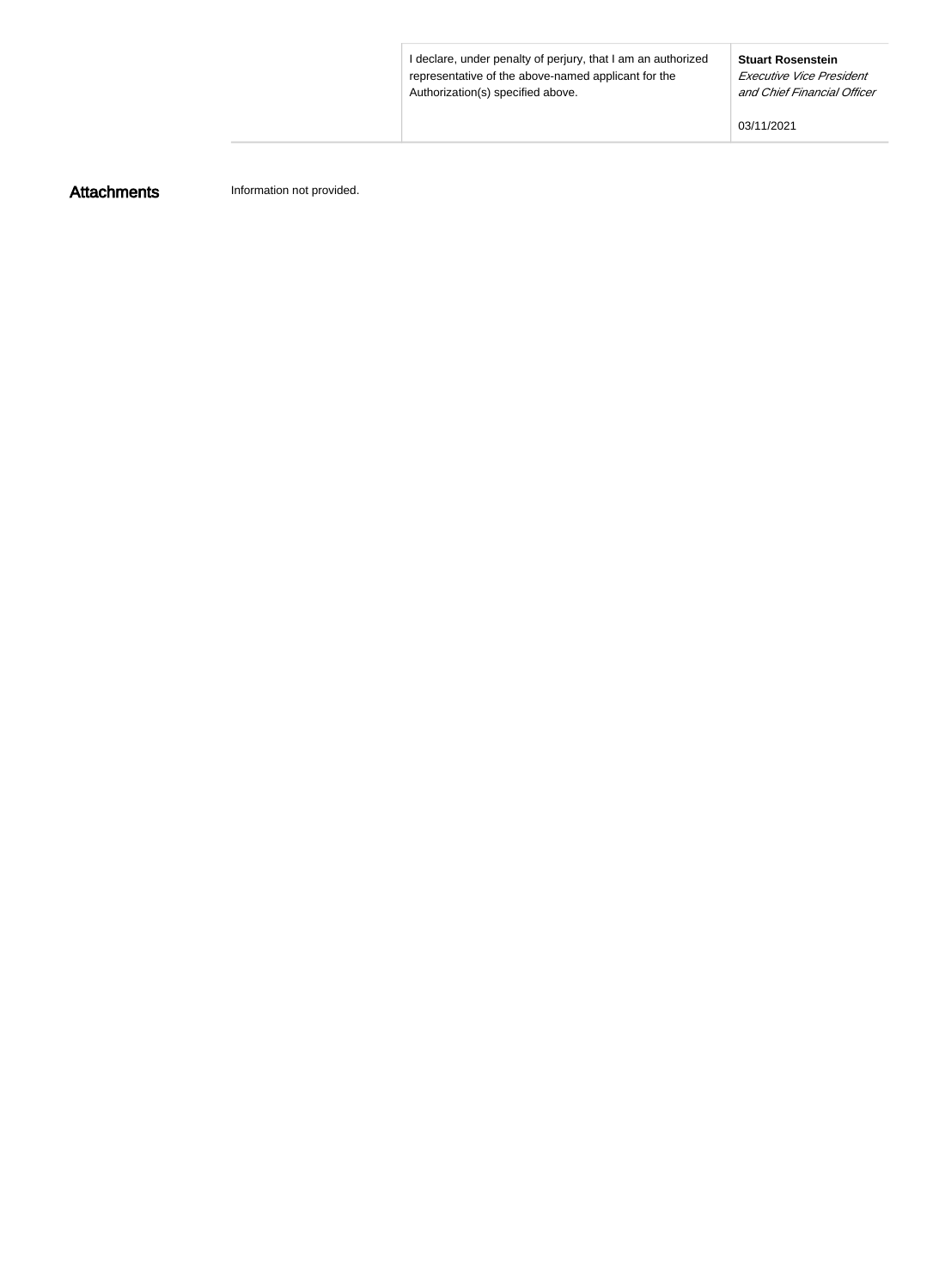| | | |
|---|---|---|
| | I declare, under penalty of perjury, that I am an authorized representative of the above-named applicant for the Authorization(s) specified above. | **Stuart Rosenstein**<br>*Executive Vice President and Chief Financial Officer*<br><br>03/11/2021 |

## Attachments

Information not provided.